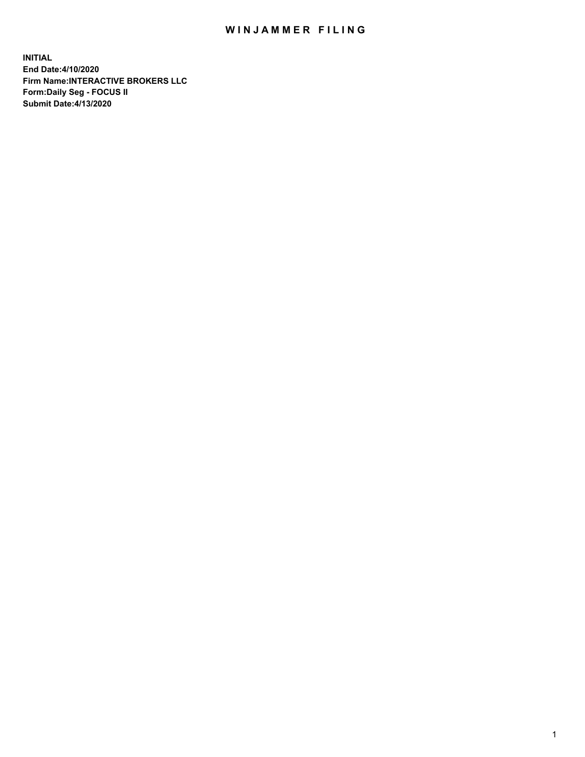# WINJAMMER FILING

**INITIAL**
**End Date:4/10/2020**
**Firm Name:INTERACTIVE BROKERS LLC**
**Form:Daily Seg - FOCUS II**
**Submit Date:4/13/2020**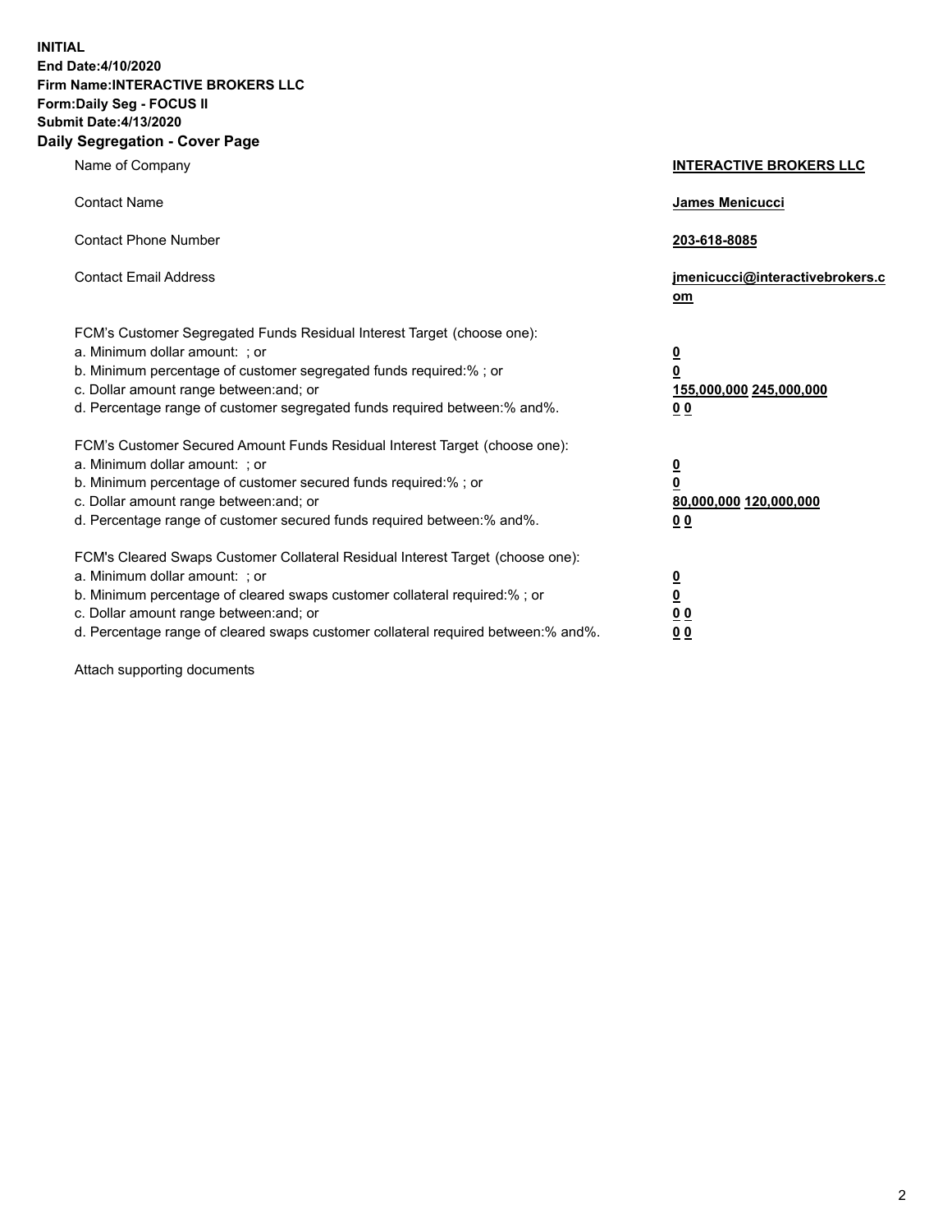**INITIAL**
**End Date:4/10/2020**
**Firm Name:INTERACTIVE BROKERS LLC**
**Form:Daily Seg - FOCUS II**
**Submit Date:4/13/2020**

## Daily Segregation - Cover Page

| | |
|---|---|
| Name of Company | **INTERACTIVE BROKERS LLC** |
| Contact Name | **James Menicucci** |
| Contact Phone Number | **203-618-8085** |
| Contact Email Address | **jmenicucci@interactivebrokers.com** |

FCM's Customer Segregated Funds Residual Interest Target (choose one):

| | |
|---|---|
| a. Minimum dollar amount: ; or | **0** |
| b. Minimum percentage of customer segregated funds required:% ; or | **0** |
| c. Dollar amount range between:and; or | **155,000,000** **245,000,000** |
| d. Percentage range of customer segregated funds required between:% and%. | **0** **0** |

FCM's Customer Secured Amount Funds Residual Interest Target (choose one):

| | |
|---|---|
| a. Minimum dollar amount: ; or | **0** |
| b. Minimum percentage of customer secured funds required:% ; or | **0** |
| c. Dollar amount range between:and; or | **80,000,000** **120,000,000** |
| d. Percentage range of customer secured funds required between:% and%. | **0** **0** |

FCM's Cleared Swaps Customer Collateral Residual Interest Target (choose one):

| | |
|---|---|
| a. Minimum dollar amount: ; or | **0** |
| b. Minimum percentage of cleared swaps customer collateral required:% ; or | **0** |
| c. Dollar amount range between:and; or | **0** **0** |
| d. Percentage range of cleared swaps customer collateral required between:% and%. | **0** **0** |

Attach supporting documents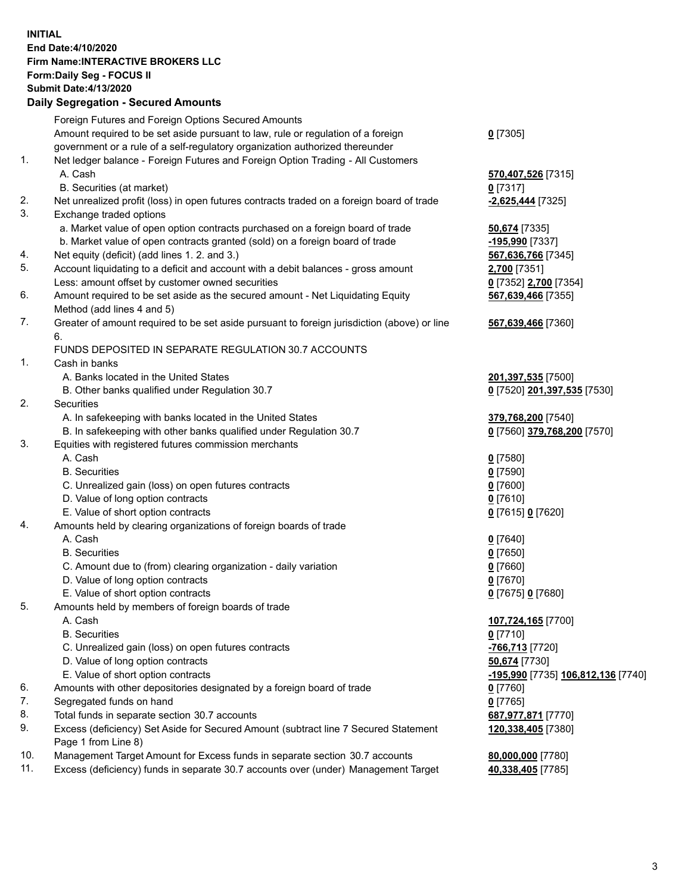**INITIAL**
**End Date:4/10/2020**
**Firm Name:INTERACTIVE BROKERS LLC**
**Form:Daily Seg - FOCUS II**
**Submit Date:4/13/2020**

## Daily Segregation - Secured Amounts

| | | |
|---|---|---|
| | Foreign Futures and Foreign Options Secured Amounts | |
| | Amount required to be set aside pursuant to law, rule or regulation of a foreign government or a rule of a self-regulatory organization authorized thereunder | **0** [7305] |
| 1. | Net ledger balance - Foreign Futures and Foreign Option Trading - All Customers | |
| | A. Cash | **570,407,526** [7315] |
| | B. Securities (at market) | **0** [7317] |
| 2. | Net unrealized profit (loss) in open futures contracts traded on a foreign board of trade | **-2,625,444** [7325] |
| 3. | Exchange traded options | |
| | a. Market value of open option contracts purchased on a foreign board of trade | **50,674** [7335] |
| | b. Market value of open contracts granted (sold) on a foreign board of trade | **-195,990** [7337] |
| 4. | Net equity (deficit) (add lines 1. 2. and 3.) | **567,636,766** [7345] |
| 5. | Account liquidating to a deficit and account with a debit balances - gross amount | **2,700** [7351] |
| | Less: amount offset by customer owned securities | **0** [7352] **2,700** [7354] |
| 6. | Amount required to be set aside as the secured amount - Net Liquidating Equity Method (add lines 4 and 5) | **567,639,466** [7355] |
| 7. | Greater of amount required to be set aside pursuant to foreign jurisdiction (above) or line 6. | **567,639,466** [7360] |
| | FUNDS DEPOSITED IN SEPARATE REGULATION 30.7 ACCOUNTS | |
| 1. | Cash in banks | |
| | A. Banks located in the United States | **201,397,535** [7500] |
| | B. Other banks qualified under Regulation 30.7 | **0** [7520] **201,397,535** [7530] |
| 2. | Securities | |
| | A. In safekeeping with banks located in the United States | **379,768,200** [7540] |
| | B. In safekeeping with other banks qualified under Regulation 30.7 | **0** [7560] **379,768,200** [7570] |
| 3. | Equities with registered futures commission merchants | |
| | A. Cash | **0** [7580] |
| | B. Securities | **0** [7590] |
| | C. Unrealized gain (loss) on open futures contracts | **0** [7600] |
| | D. Value of long option contracts | **0** [7610] |
| | E. Value of short option contracts | **0** [7615] **0** [7620] |
| 4. | Amounts held by clearing organizations of foreign boards of trade | |
| | A. Cash | **0** [7640] |
| | B. Securities | **0** [7650] |
| | C. Amount due to (from) clearing organization - daily variation | **0** [7660] |
| | D. Value of long option contracts | **0** [7670] |
| | E. Value of short option contracts | **0** [7675] **0** [7680] |
| 5. | Amounts held by members of foreign boards of trade | |
| | A. Cash | **107,724,165** [7700] |
| | B. Securities | **0** [7710] |
| | C. Unrealized gain (loss) on open futures contracts | **-766,713** [7720] |
| | D. Value of long option contracts | **50,674** [7730] |
| | E. Value of short option contracts | **-195,990** [7735] **106,812,136** [7740] |
| 6. | Amounts with other depositories designated by a foreign board of trade | **0** [7760] |
| 7. | Segregated funds on hand | **0** [7765] |
| 8. | Total funds in separate section 30.7 accounts | **687,977,871** [7770] |
| 9. | Excess (deficiency) Set Aside for Secured Amount (subtract line 7 Secured Statement Page 1 from Line 8) | **120,338,405** [7380] |
| 10. | Management Target Amount for Excess funds in separate section 30.7 accounts | **80,000,000** [7780] |
| 11. | Excess (deficiency) funds in separate 30.7 accounts over (under) Management Target | **40,338,405** [7785] |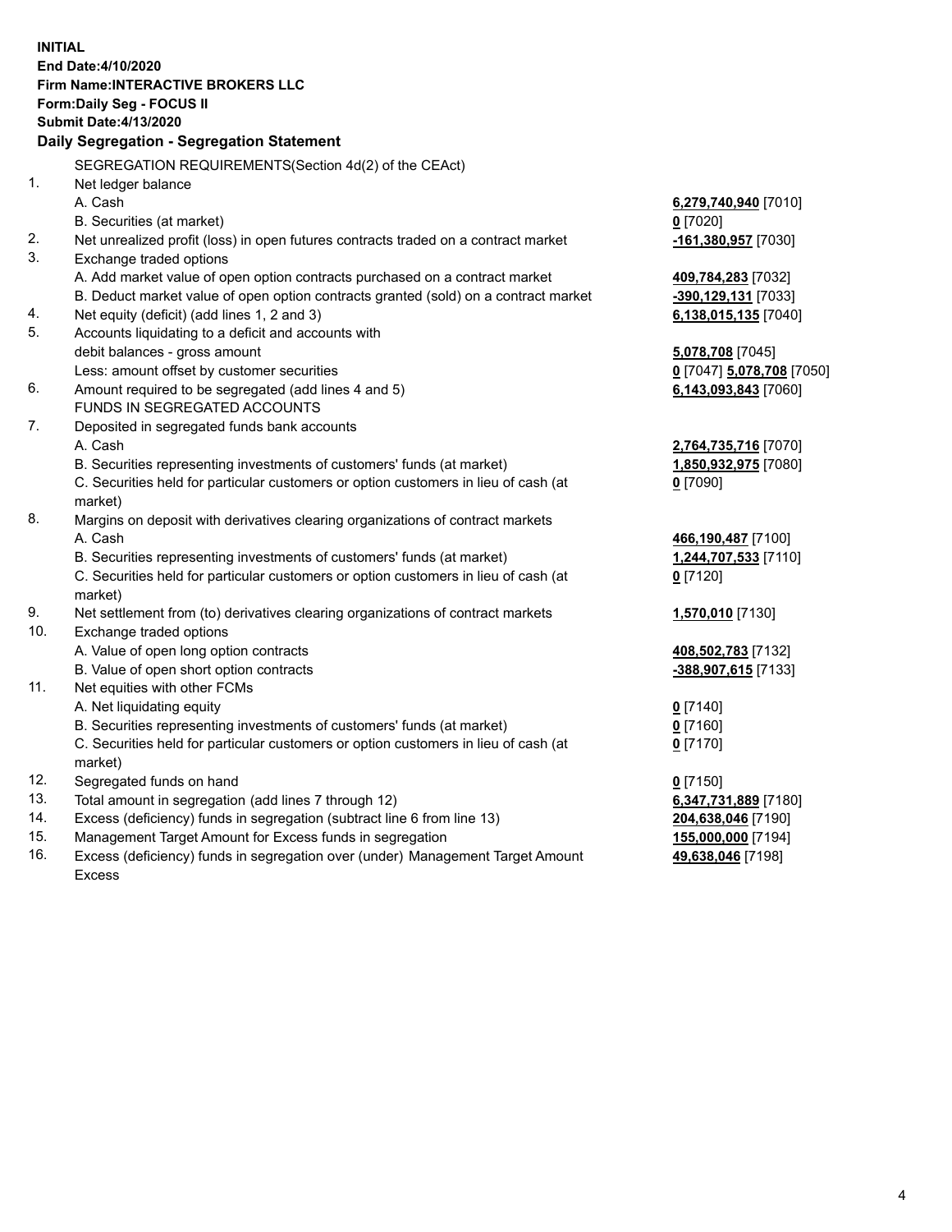**INITIAL**
**End Date:4/10/2020**
**Firm Name:INTERACTIVE BROKERS LLC**
**Form:Daily Seg - FOCUS II**
**Submit Date:4/13/2020**

## Daily Segregation - Segregation Statement

SEGREGATION REQUIREMENTS(Section 4d(2) of the CEAct)

| | | |
|---|---|---|
| 1. | Net ledger balance | |
| | A. Cash | **6,279,740,940** [7010] |
| | B. Securities (at market) | **0** [7020] |
| 2. | Net unrealized profit (loss) in open futures contracts traded on a contract market | **-161,380,957** [7030] |
| 3. | Exchange traded options | |
| | A. Add market value of open option contracts purchased on a contract market | **409,784,283** [7032] |
| | B. Deduct market value of open option contracts granted (sold) on a contract market | **-390,129,131** [7033] |
| 4. | Net equity (deficit) (add lines 1, 2 and 3) | **6,138,015,135** [7040] |
| 5. | Accounts liquidating to a deficit and accounts with | |
| | debit balances - gross amount | **5,078,708** [7045] |
| | Less: amount offset by customer securities | **0** [7047] **5,078,708** [7050] |
| 6. | Amount required to be segregated (add lines 4 and 5) | **6,143,093,843** [7060] |
| | FUNDS IN SEGREGATED ACCOUNTS | |
| 7. | Deposited in segregated funds bank accounts | |
| | A. Cash | **2,764,735,716** [7070] |
| | B. Securities representing investments of customers' funds (at market) | **1,850,932,975** [7080] |
| | C. Securities held for particular customers or option customers in lieu of cash (at market) | **0** [7090] |
| 8. | Margins on deposit with derivatives clearing organizations of contract markets | |
| | A. Cash | **466,190,487** [7100] |
| | B. Securities representing investments of customers' funds (at market) | **1,244,707,533** [7110] |
| | C. Securities held for particular customers or option customers in lieu of cash (at market) | **0** [7120] |
| 9. | Net settlement from (to) derivatives clearing organizations of contract markets | **1,570,010** [7130] |
| 10. | Exchange traded options | |
| | A. Value of open long option contracts | **408,502,783** [7132] |
| | B. Value of open short option contracts | **-388,907,615** [7133] |
| 11. | Net equities with other FCMs | |
| | A. Net liquidating equity | **0** [7140] |
| | B. Securities representing investments of customers' funds (at market) | **0** [7160] |
| | C. Securities held for particular customers or option customers in lieu of cash (at market) | **0** [7170] |
| 12. | Segregated funds on hand | **0** [7150] |
| 13. | Total amount in segregation (add lines 7 through 12) | **6,347,731,889** [7180] |
| 14. | Excess (deficiency) funds in segregation (subtract line 6 from line 13) | **204,638,046** [7190] |
| 15. | Management Target Amount for Excess funds in segregation | **155,000,000** [7194] |
| 16. | Excess (deficiency) funds in segregation over (under) Management Target Amount Excess | **49,638,046** [7198] |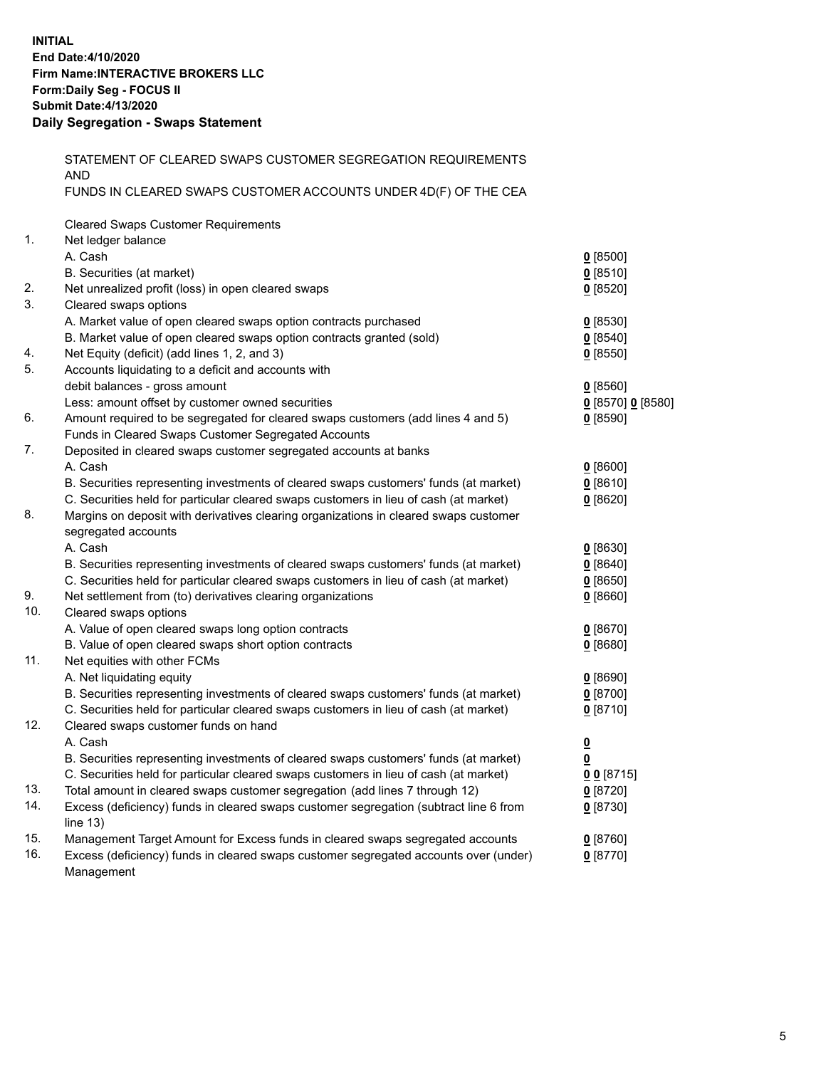**INITIAL**
**End Date:4/10/2020**
**Firm Name:INTERACTIVE BROKERS LLC**
**Form:Daily Seg - FOCUS II**
**Submit Date:4/13/2020**
**Daily Segregation - Swaps Statement**

STATEMENT OF CLEARED SWAPS CUSTOMER SEGREGATION REQUIREMENTS AND FUNDS IN CLEARED SWAPS CUSTOMER ACCOUNTS UNDER 4D(F) OF THE CEA

| | | |
|---|---|---|
| | Cleared Swaps Customer Requirements | |
| 1. | Net ledger balance | |
| | A. Cash | 0 [8500] |
| | B. Securities (at market) | 0 [8510] |
| 2. | Net unrealized profit (loss) in open cleared swaps | 0 [8520] |
| 3. | Cleared swaps options | |
| | A. Market value of open cleared swaps option contracts purchased | 0 [8530] |
| | B. Market value of open cleared swaps option contracts granted (sold) | 0 [8540] |
| 4. | Net Equity (deficit) (add lines 1, 2, and 3) | 0 [8550] |
| 5. | Accounts liquidating to a deficit and accounts with | |
| | debit balances - gross amount | 0 [8560] |
| | Less: amount offset by customer owned securities | 0 [8570] 0 [8580] |
| 6. | Amount required to be segregated for cleared swaps customers (add lines 4 and 5) | 0 [8590] |
| | Funds in Cleared Swaps Customer Segregated Accounts | |
| 7. | Deposited in cleared swaps customer segregated accounts at banks | |
| | A. Cash | 0 [8600] |
| | B. Securities representing investments of cleared swaps customers' funds (at market) | 0 [8610] |
| | C. Securities held for particular cleared swaps customers in lieu of cash (at market) | 0 [8620] |
| 8. | Margins on deposit with derivatives clearing organizations in cleared swaps customer segregated accounts | |
| | A. Cash | 0 [8630] |
| | B. Securities representing investments of cleared swaps customers' funds (at market) | 0 [8640] |
| | C. Securities held for particular cleared swaps customers in lieu of cash (at market) | 0 [8650] |
| 9. | Net settlement from (to) derivatives clearing organizations | 0 [8660] |
| 10. | Cleared swaps options | |
| | A. Value of open cleared swaps long option contracts | 0 [8670] |
| | B. Value of open cleared swaps short option contracts | 0 [8680] |
| 11. | Net equities with other FCMs | |
| | A. Net liquidating equity | 0 [8690] |
| | B. Securities representing investments of cleared swaps customers' funds (at market) | 0 [8700] |
| | C. Securities held for particular cleared swaps customers in lieu of cash (at market) | 0 [8710] |
| 12. | Cleared swaps customer funds on hand | |
| | A. Cash | 0 |
| | B. Securities representing investments of cleared swaps customers' funds (at market) | 0 |
| | C. Securities held for particular cleared swaps customers in lieu of cash (at market) | 0 0 [8715] |
| 13. | Total amount in cleared swaps customer segregation (add lines 7 through 12) | 0 [8720] |
| 14. | Excess (deficiency) funds in cleared swaps customer segregation (subtract line 6 from line 13) | 0 [8730] |
| 15. | Management Target Amount for Excess funds in cleared swaps segregated accounts | 0 [8760] |
| 16. | Excess (deficiency) funds in cleared swaps customer segregated accounts over (under) Management | 0 [8770] |